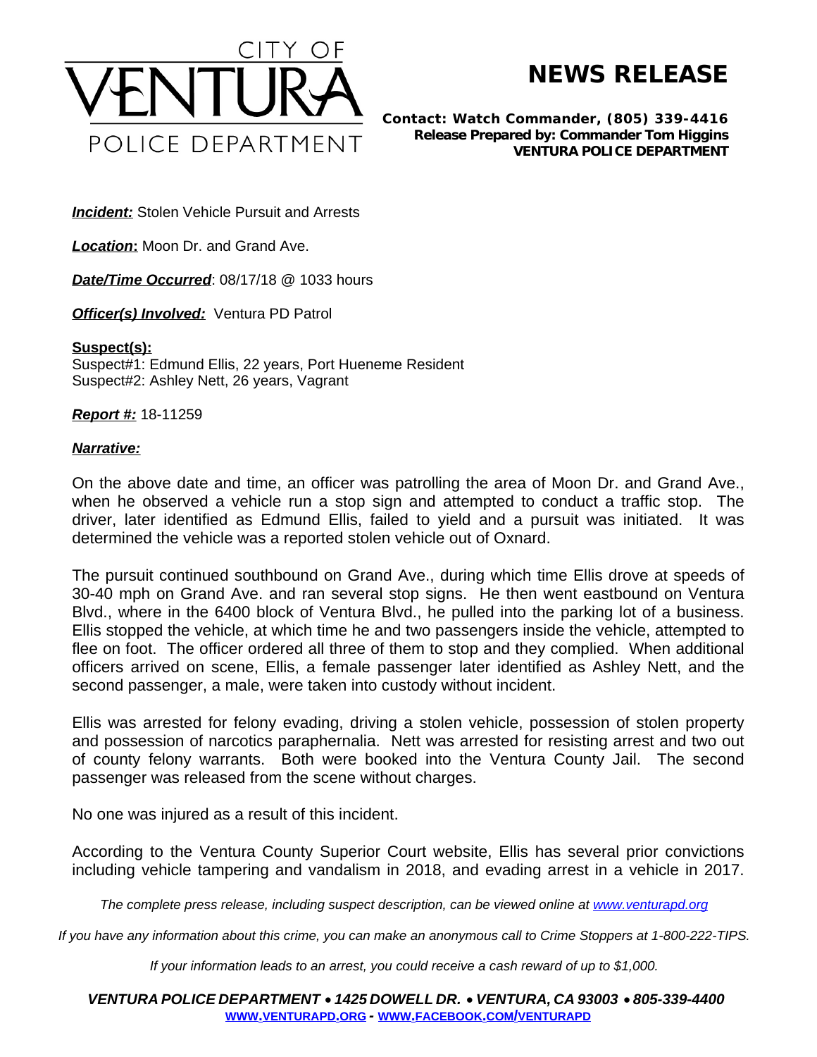CITY OF VENTURA POLICE DEPARTMENT

# NEWS RELEASE

**Contact: Watch Commander, (805) 339-4416**
**Release Prepared by: Commander Tom Higgins**
**VENTURA POLICE DEPARTMENT**

***Incident:*** Stolen Vehicle Pursuit and Arrests

***Location*:** Moon Dr. and Grand Ave.

***Date/Time Occurred***: 08/17/18 @ 1033 hours

***Officer(s) Involved:*** Ventura PD Patrol

**Suspect(s):**
Suspect#1: Edmund Ellis, 22 years, Port Hueneme Resident
Suspect#2: Ashley Nett, 26 years, Vagrant

***Report #:*** 18-11259

***Narrative:***

On the above date and time, an officer was patrolling the area of Moon Dr. and Grand Ave., when he observed a vehicle run a stop sign and attempted to conduct a traffic stop. The driver, later identified as Edmund Ellis, failed to yield and a pursuit was initiated. It was determined the vehicle was a reported stolen vehicle out of Oxnard.

The pursuit continued southbound on Grand Ave., during which time Ellis drove at speeds of 30-40 mph on Grand Ave. and ran several stop signs. He then went eastbound on Ventura Blvd., where in the 6400 block of Ventura Blvd., he pulled into the parking lot of a business. Ellis stopped the vehicle, at which time he and two passengers inside the vehicle, attempted to flee on foot. The officer ordered all three of them to stop and they complied. When additional officers arrived on scene, Ellis, a female passenger later identified as Ashley Nett, and the second passenger, a male, were taken into custody without incident.

Ellis was arrested for felony evading, driving a stolen vehicle, possession of stolen property and possession of narcotics paraphernalia. Nett was arrested for resisting arrest and two out of county felony warrants. Both were booked into the Ventura County Jail. The second passenger was released from the scene without charges.

No one was injured as a result of this incident.

According to the Ventura County Superior Court website, Ellis has several prior convictions including vehicle tampering and vandalism in 2018, and evading arrest in a vehicle in 2017.

*The complete press release, including suspect description, can be viewed online at www.venturapd.org*

*If you have any information about this crime, you can make an anonymous call to Crime Stoppers at 1-800-222-TIPS.*

*If your information leads to an arrest, you could receive a cash reward of up to $1,000.*

***VENTURA POLICE DEPARTMENT • 1425 DOWELL DR. • VENTURA, CA 93003 • 805-339-4400***
**WWW.VENTURAPD.ORG - WWW.FACEBOOK.COM/VENTURAPD**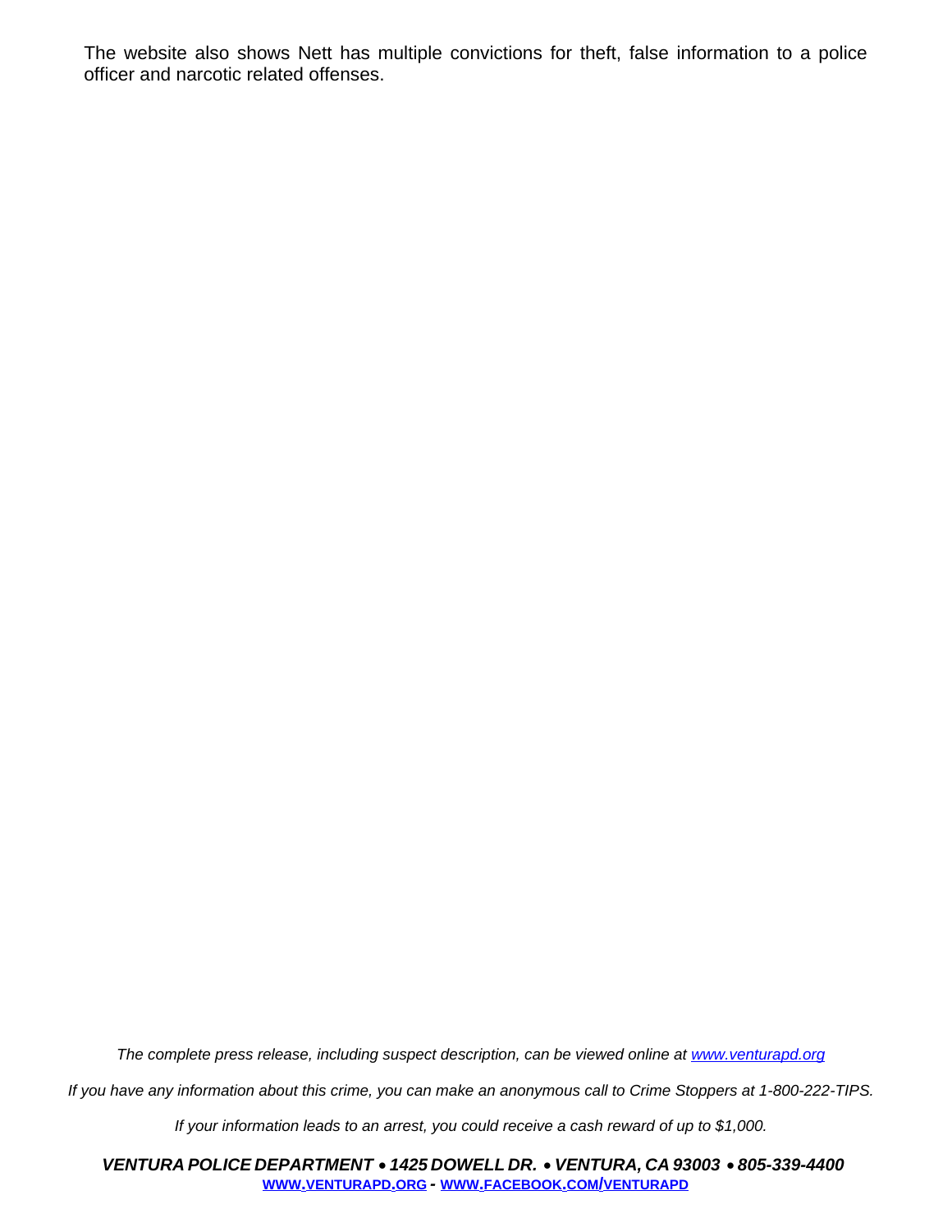The website also shows Nett has multiple convictions for theft, false information to a police officer and narcotic related offenses.

*The complete press release, including suspect description, can be viewed online at [www.venturapd.org](http://www.venturapd.org)*

*If you have any information about this crime, you can make an anonymous call to Crime Stoppers at 1-800-222-TIPS.*

*If your information leads to an arrest, you could receive a cash reward of up to $1,000.*

***VENTURA POLICE DEPARTMENT • 1425 DOWELL DR. • VENTURA, CA 93003 • 805-339-4400***

**[WWW.VENTURAPD.ORG](http://www.venturapd.org) - [WWW.FACEBOOK.COM/VENTURAPD](http://www.facebook.com/venturapd)**